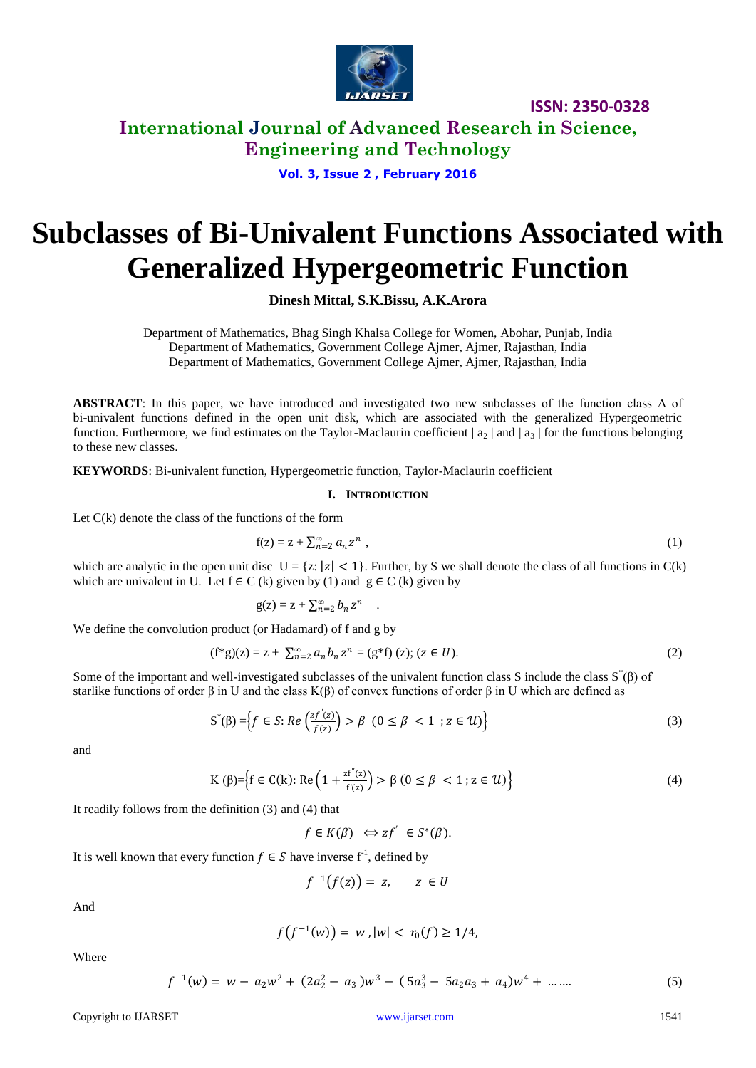# Subclasses of Bi-Univalent Functions Associated with Generalized Hypergeometric Function

**Dinesh Mittal, S.K.Bissu, A.K.Arora**

Department of Mathematics, Bhag Singh Khalsa College for Women, Abohar, Punjab, India
Department of Mathematics, Government College Ajmer, Ajmer, Rajasthan, India
Department of Mathematics, Government College Ajmer, Ajmer, Rajasthan, India

**ABSTRACT**: In this paper, we have introduced and investigated two new subclasses of the function class Δ of bi-univalent functions defined in the open unit disk, which are associated with the generalized Hypergeometric function. Furthermore, we find estimates on the Taylor-Maclaurin coefficient $|a_2|$ and $|a_3|$ for the functions belonging to these new classes.

**KEYWORDS**: Bi-univalent function, Hypergeometric function, Taylor-Maclaurin coefficient

## I. INTRODUCTION

Let C(k) denote the class of the functions of the form

$$f(z) = z + \sum_{n=2}^{\infty} a_n z^n , \tag{1}$$

which are analytic in the open unit disc $U = \{z: |z| < 1\}$. Further, by S we shall denote the class of all functions in C(k) which are univalent in U. Let $f \in C(k)$ given by (1) and $g \in C(k)$ given by

$$g(z) = z + \sum_{n=2}^{\infty} b_n z^n .$$

We define the convolution product (or Hadamard) of f and g by

$$(f*g)(z) = z + \sum_{n=2}^{\infty} a_n b_n z^n = (g*f)(z); (z \in U). \tag{2}$$

Some of the important and well-investigated subclasses of the univalent function class S include the class $S^*(\beta)$ of starlike functions of order β in U and the class K(β) of convex functions of order β in U which are defined as

$$S^*(\beta) = \left\{ f \in S: Re\left(\frac{zf'(z)}{f(z)}\right) > \beta \;\; (0 \le \beta < 1 \;; z \in \mathcal{U}) \right\} \tag{3}$$

and

$$K(\beta) = \left\{ f \in C(k): Re\left(1 + \frac{zf''(z)}{f'(z)}\right) > \beta \; (0 \le \beta < 1 ; z \in \mathcal{U}) \right\} \tag{4}$$

It readily follows from the definition (3) and (4) that

$$f \in K(\beta) \;\; \Leftrightarrow zf' \;\in S^*(\beta).$$

It is well known that every function $f \in S$ have inverse $f^{-1}$, defined by

$$f^{-1}(f(z)) = z, \qquad z \in U$$

And

$$f(f^{-1}(w)) = w \,, |w| < r_0(f) \ge 1/4,$$

Where

$$f^{-1}(w) = w - a_2 w^2 + (2a_2^2 - a_3)w^3 - (5a_3^3 - 5a_2 a_3 + a_4)w^4 + \ldots\ldots \tag{5}$$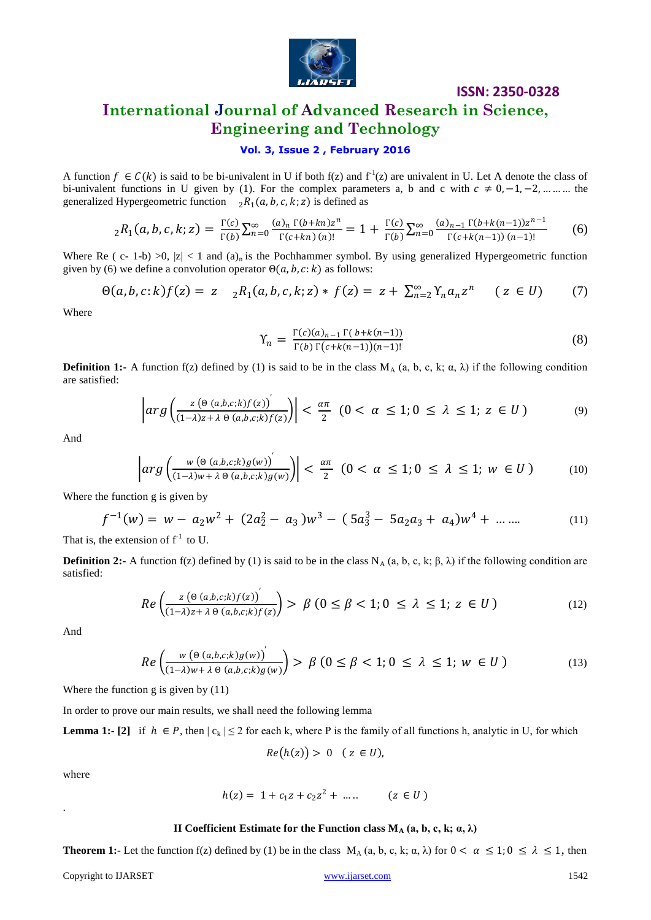A function $f \in C(k)$ is said to be bi-univalent in U if both f(z) and $f^{-1}(z)$ are univalent in U. Let A denote the class of bi-univalent functions in U given by (1). For the complex parameters a, b and c with $c \neq 0, -1, -2, \dots\dots\dots$ the generalized Hypergeometric function $\,_2R_1(a, b, c, k; z)$ is defined as

$$\,_2R_1(a,b,c,k;z) = \frac{\Gamma(c)}{\Gamma(b)}\sum_{n=0}^{\infty}\frac{(a)_n\,\Gamma(b+kn)z^n}{\Gamma(c+kn)\,(n)!} = 1 + \frac{\Gamma(c)}{\Gamma(b)}\sum_{n=0}^{\infty}\frac{(a)_{n-1}\,\Gamma(b+k(n-1))z^{n-1}}{\Gamma(c+k(n-1))\,(n-1)!} \qquad (6)$$

Where Re ( c- 1-b) >0, $|z| < 1$ and $(a)_n$ is the Pochhammer symbol. By using generalized Hypergeometric function given by (6) we define a convolution operator $\Theta(a, b, c\colon k)$ as follows:

$$\Theta(a,b,c\colon k)f(z) = z\ \ _2R_1(a,b,c,k;z) * f(z) = z + \sum_{n=2}^{\infty}\Upsilon_n a_n z^n \qquad (z \in U) \qquad (7)$$

Where

$$\Upsilon_n = \frac{\Gamma(c)(a)_{n-1}\,\Gamma(b+k(n-1))}{\Gamma(b)\,\Gamma\big(c+k(n-1)\big)(n-1)!} \qquad (8)$$

**Definition 1:-** A function f(z) defined by (1) is said to be in the class $M_A$ (a, b, c, k; α, λ) if the following condition are satisfied:

$$\left|arg\left(\frac{z\left(\Theta\,(a,b,c;k)f(z)\right)'}{(1-\lambda)z + \lambda\,\Theta\,(a,b,c;k)f(z)}\right)\right| < \frac{\alpha\pi}{2} \quad (0 < \alpha \leq 1; 0 \leq \lambda \leq 1;\ z \in U) \qquad (9)$$

And

$$\left|arg\left(\frac{w\left(\Theta\,(a,b,c;k)g(w)\right)'}{(1-\lambda)w + \lambda\,\Theta\,(a,b,c;k)g(w)}\right)\right| < \frac{\alpha\pi}{2} \quad (0 < \alpha \leq 1; 0 \leq \lambda \leq 1;\ w \in U) \qquad (10)$$

Where the function g is given by

$$f^{-1}(w) = w - a_2w^2 + (2a_2^2 - a_3)w^3 - (5a_3^3 - 5a_2a_3 + a_4)w^4 + \dots\dots \qquad (11)$$

That is, the extension of $f^{-1}$ to U.

**Definition 2:-** A function f(z) defined by (1) is said to be in the class $N_A$ (a, b, c, k; β, λ) if the following condition are satisfied:

$$Re\left(\frac{z\left(\Theta\,(a,b,c;k)f(z)\right)'}{(1-\lambda)z + \lambda\,\Theta\,(a,b,c;k)f(z)}\right) > \beta\ (0 \leq \beta < 1; 0 \leq \lambda \leq 1;\ z \in U) \qquad (12)$$

And

$$Re\left(\frac{w\left(\Theta\,(a,b,c;k)g(w)\right)'}{(1-\lambda)w + \lambda\,\Theta\,(a,b,c;k)g(w)}\right) > \beta\ (0 \leq \beta < 1; 0 \leq \lambda \leq 1;\ w \in U) \qquad (13)$$

Where the function g is given by (11)

In order to prove our main results, we shall need the following lemma

**Lemma 1:- [2]** if $h \in P$, then $|c_k| \leq 2$ for each k, where P is the family of all functions h, analytic in U, for which

$$Re\big(h(z)\big) > 0 \quad (z \in U),$$

where

$$h(z) = 1 + c_1z + c_2z^2 + \dots\dots \qquad (z \in U)$$

.

### II Coefficient Estimate for the Function class $M_A$ (a, b, c, k; α, λ)

**Theorem 1:-** Let the function f(z) defined by (1) be in the class $M_A$ (a, b, c, k; α, λ) for $0 < \alpha \leq 1; 0 \leq \lambda \leq 1$, then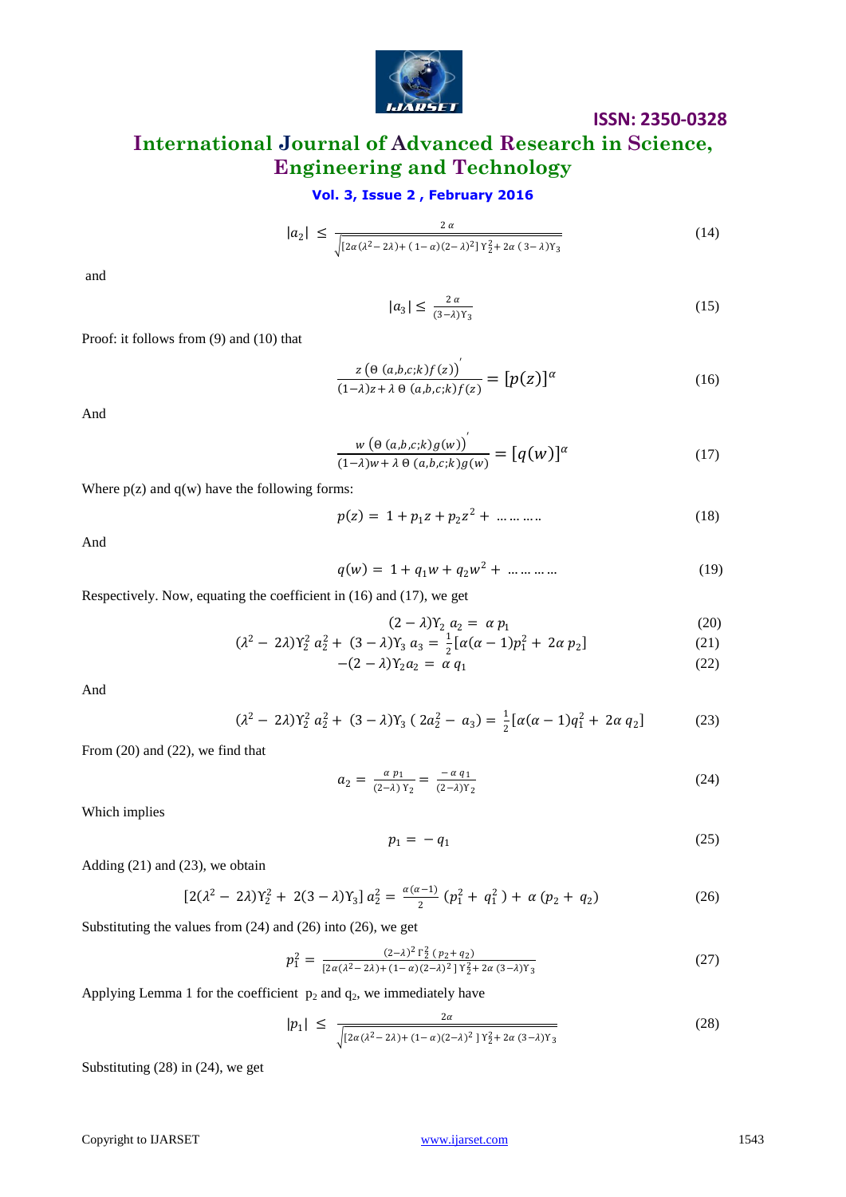$$|a_2| \leq \frac{2\alpha}{\sqrt{[2\alpha(\lambda^2 - 2\lambda) + (1-\alpha)(2-\lambda)^2]\Upsilon_2^2 + 2\alpha(3-\lambda)\Upsilon_3}} \tag{14}$$

and

$$|a_3| \leq \frac{2\alpha}{(3-\lambda)\Upsilon_3} \tag{15}$$

Proof: it follows from (9) and (10) that

$$\frac{z\left(\Theta(a,b,c;k)f(z)\right)'}{(1-\lambda)z + \lambda\,\Theta(a,b,c;k)f(z)} = [p(z)]^{\alpha} \tag{16}$$

And

$$\frac{w\left(\Theta(a,b,c;k)g(w)\right)'}{(1-\lambda)w + \lambda\,\Theta(a,b,c;k)g(w)} = [q(w)]^{\alpha} \tag{17}$$

Where p(z) and q(w) have the following forms:

$$p(z) = 1 + p_1 z + p_2 z^2 + \ldots\ldots\ldots \tag{18}$$

And

$$q(w) = 1 + q_1 w + q_2 w^2 + \ldots\ldots\ldots \tag{19}$$

Respectively. Now, equating the coefficient in (16) and (17), we get

$$(2-\lambda)\Upsilon_2\, a_2 = \alpha\, p_1 \tag{20}$$

$$(\lambda^2 - 2\lambda)\Upsilon_2^2\, a_2^2 + (3-\lambda)\Upsilon_3\, a_3 = \frac{1}{2}[\alpha(\alpha-1)p_1^2 + 2\alpha\, p_2] \tag{21}$$

$$-(2-\lambda)\Upsilon_2 a_2 = \alpha\, q_1 \tag{22}$$

And

$$(\lambda^2 - 2\lambda)\Upsilon_2^2\, a_2^2 + (3-\lambda)\Upsilon_3\,(2a_2^2 - a_3) = \frac{1}{2}[\alpha(\alpha-1)q_1^2 + 2\alpha\, q_2] \tag{23}$$

From (20) and (22), we find that

$$a_2 = \frac{\alpha\, p_1}{(2-\lambda)\Upsilon_2} = \frac{-\alpha\, q_1}{(2-\lambda)\Upsilon_2} \tag{24}$$

Which implies

$$p_1 = -q_1 \tag{25}$$

Adding (21) and (23), we obtain

$$[2(\lambda^2 - 2\lambda)\Upsilon_2^2 + 2(3-\lambda)\Upsilon_3]\, a_2^2 = \frac{\alpha(\alpha-1)}{2}(p_1^2 + q_1^2) + \alpha(p_2 + q_2) \tag{26}$$

Substituting the values from (24) and (26) into (26), we get

$$p_1^2 = \frac{(2-\lambda)^2\,\Gamma_2^2\,(p_2 + q_2)}{[2\alpha(\lambda^2 - 2\lambda) + (1-\alpha)(2-\lambda)^2]\Upsilon_2^2 + 2\alpha(3-\lambda)\Upsilon_3} \tag{27}$$

Applying Lemma 1 for the coefficient $p_2$ and $q_2$, we immediately have

$$|p_1| \leq \frac{2\alpha}{\sqrt{[2\alpha(\lambda^2 - 2\lambda) + (1-\alpha)(2-\lambda)^2]\Upsilon_2^2 + 2\alpha(3-\lambda)\Upsilon_3}} \tag{28}$$

Substituting (28) in (24), we get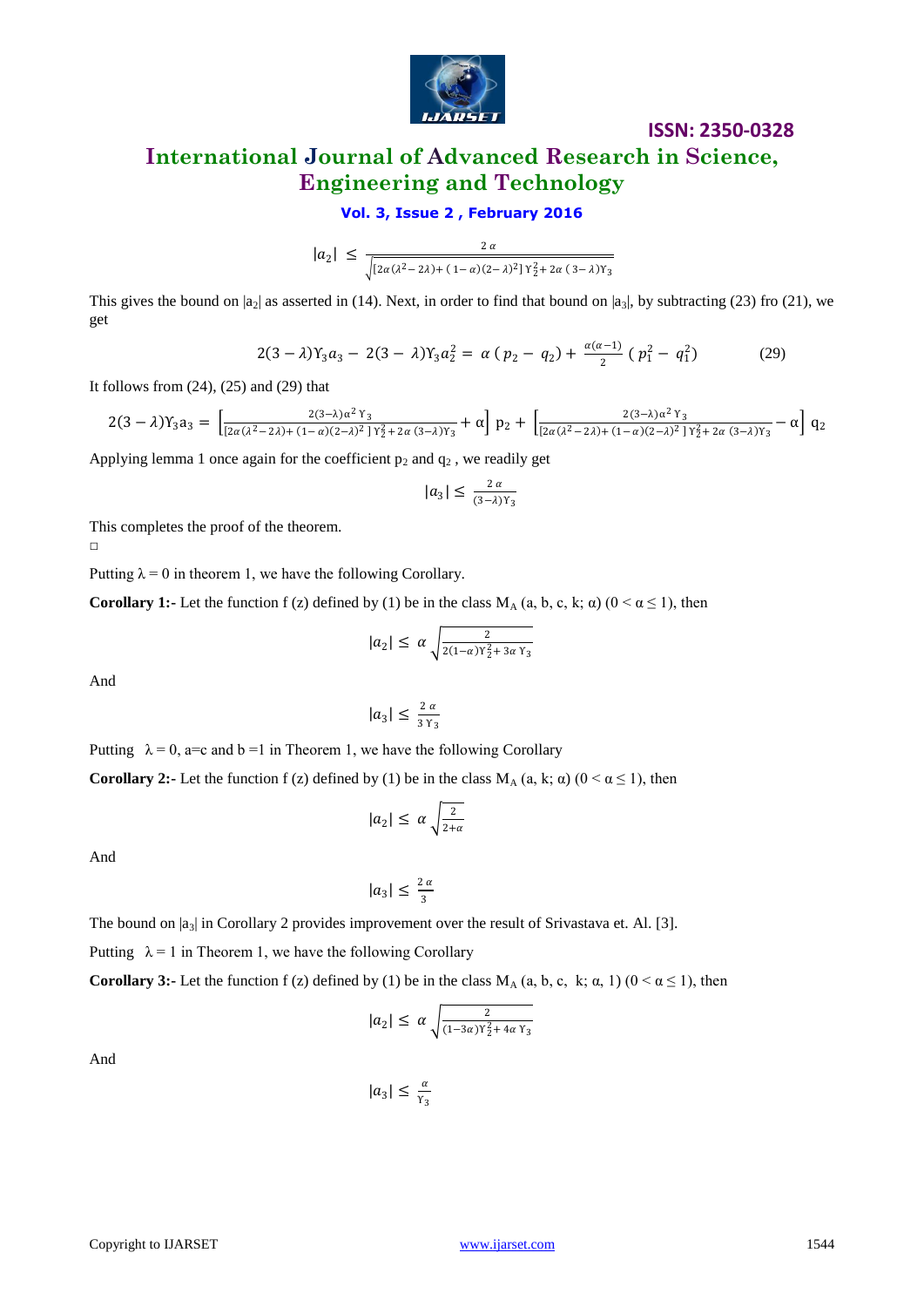$$|a_2| \leq \frac{2\,\alpha}{\sqrt{[2\alpha(\lambda^2 - 2\lambda) + (1-\alpha)(2-\lambda)^2]\,\Upsilon_2^2 + 2\alpha\,(3-\lambda)\Upsilon_3}}$$

This gives the bound on $|a_2|$ as asserted in (14). Next, in order to find that bound on $|a_3|$, by subtracting (23) fro (21), we get

$$2(3-\lambda)\Upsilon_3 a_3 - 2(3-\lambda)\Upsilon_3 a_2^2 = \alpha\,(p_2 - q_2) + \frac{\alpha(\alpha-1)}{2}\,(p_1^2 - q_1^2) \qquad (29)$$

It follows from (24), (25) and (29) that

$$2(3-\lambda)\Upsilon_3 a_3 = \left[\frac{2(3-\lambda)\alpha^2\,\Upsilon_3}{[2\alpha(\lambda^2-2\lambda)+(1-\alpha)(2-\lambda)^2\,]\,\Upsilon_2^2 + 2\alpha\,(3-\lambda)\Upsilon_3} + \alpha\right] p_2 + \left[\frac{2(3-\lambda)\alpha^2\,\Upsilon_3}{[2\alpha(\lambda^2-2\lambda)+(1-\alpha)(2-\lambda)^2\,]\,\Upsilon_2^2 + 2\alpha\,(3-\lambda)\Upsilon_3} - \alpha\right] q_2$$

Applying lemma 1 once again for the coefficient $p_2$ and $q_2$ , we readily get

$$|a_3| \leq \frac{2\,\alpha}{(3-\lambda)\Upsilon_3}$$

This completes the proof of the theorem.
□

Putting $\lambda = 0$ in theorem 1, we have the following Corollary.

**Corollary 1:-** Let the function f (z) defined by (1) be in the class $M_A$ (a, b, c, k; α) ($0 < \alpha \leq 1$), then

$$|a_2| \leq \alpha\sqrt{\frac{2}{2(1-\alpha)\Upsilon_2^2 + 3\alpha\,\Upsilon_3}}$$

And

$$|a_3| \leq \frac{2\,\alpha}{3\,\Upsilon_3}$$

Putting $\lambda = 0$, a=c and b =1 in Theorem 1, we have the following Corollary

**Corollary 2:-** Let the function f (z) defined by (1) be in the class $M_A$ (a, k; α) ($0 < \alpha \leq 1$), then

$$|a_2| \leq \alpha\sqrt{\frac{2}{2+\alpha}}$$

And

$$|a_3| \leq \frac{2\,\alpha}{3}$$

The bound on $|a_3|$ in Corollary 2 provides improvement over the result of Srivastava et. Al. [3].

Putting $\lambda = 1$ in Theorem 1, we have the following Corollary

**Corollary 3:-** Let the function f (z) defined by (1) be in the class $M_A$ (a, b, c, k; α, 1) ($0 < \alpha \leq 1$), then

$$|a_2| \leq \alpha\sqrt{\frac{2}{(1-3\alpha)\Upsilon_2^2 + 4\alpha\,\Upsilon_3}}$$

And

$$|a_3| \leq \frac{\alpha}{\Upsilon_3}$$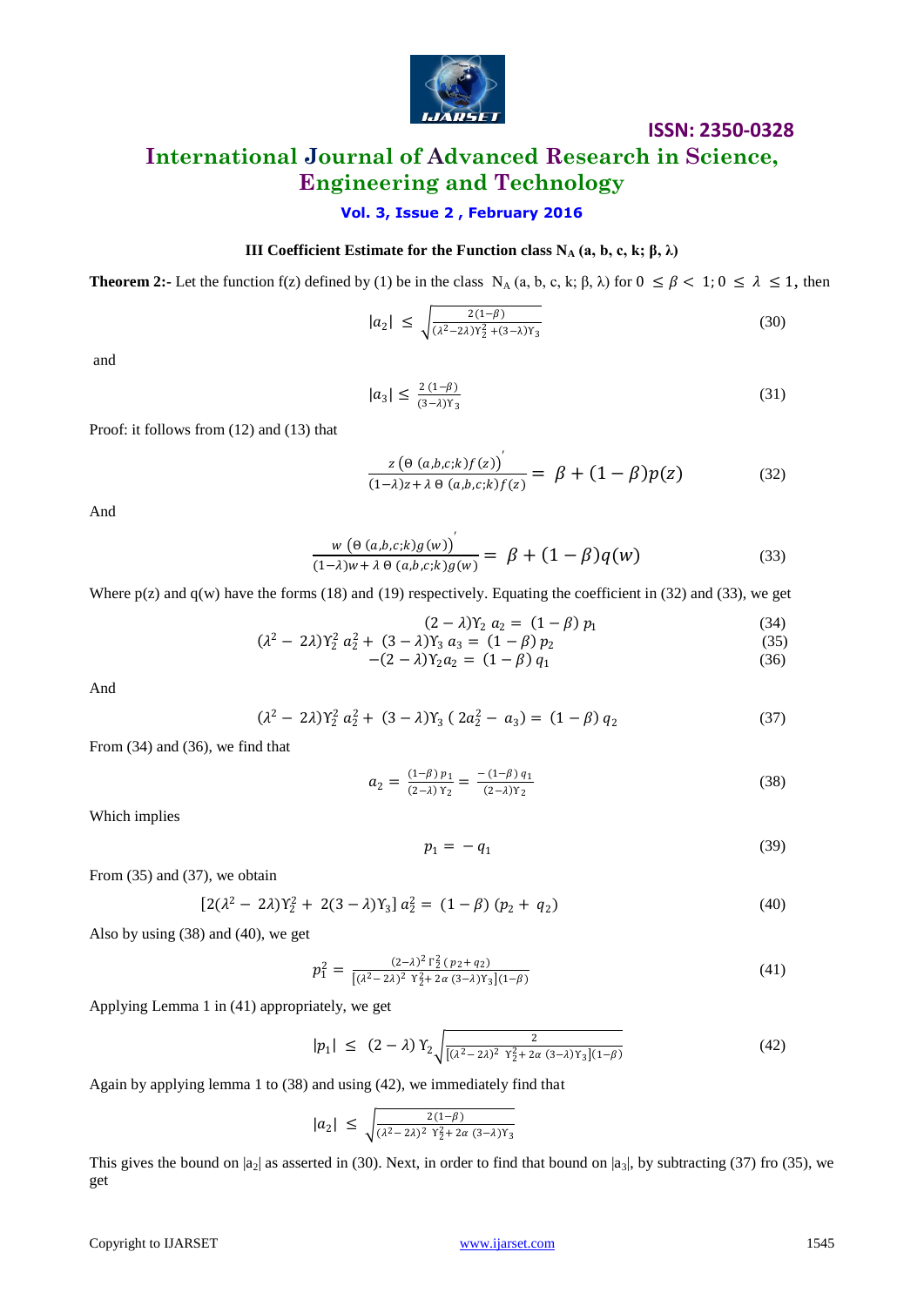### III Coefficient Estimate for the Function class $N_A$ (a, b, c, k; β, λ)

**Theorem 2:-** Let the function f(z) defined by (1) be in the class $N_A$ (a, b, c, k; β, λ) for $0 \leq \beta < 1; 0 \leq \lambda \leq 1$, then

$$|a_2| \leq \sqrt{\frac{2(1-\beta)}{(\lambda^2-2\lambda)\Upsilon_2^2+(3-\lambda)\Upsilon_3}} \tag{30}$$

and

$$|a_3| \leq \frac{2\,(1-\beta)}{(3-\lambda)\Upsilon_3} \tag{31}$$

Proof: it follows from (12) and (13) that

$$\frac{z\left(\Theta\,(a,b,c;k)f(z)\right)'}{(1-\lambda)z+\lambda\,\Theta\,(a,b,c;k)f(z)} = \beta + (1-\beta)p(z) \tag{32}$$

And

$$\frac{w\left(\Theta\,(a,b,c;k)g(w)\right)'}{(1-\lambda)w+\lambda\,\Theta\,(a,b,c;k)g(w)} = \beta + (1-\beta)q(w) \tag{33}$$

Where p(z) and q(w) have the forms (18) and (19) respectively. Equating the coefficient in (32) and (33), we get

$$(2-\lambda)\Upsilon_2\,a_2 = (1-\beta)\,p_1 \tag{34}$$

$$(\lambda^2-2\lambda)\Upsilon_2^2\,a_2^2 + (3-\lambda)\Upsilon_3\,a_3 = (1-\beta)\,p_2 \tag{35}$$

$$-(2-\lambda)\Upsilon_2 a_2 = (1-\beta)\,q_1 \tag{36}$$

And

$$(\lambda^2-2\lambda)\Upsilon_2^2\,a_2^2 + (3-\lambda)\Upsilon_3\,(2a_2^2 - a_3) = (1-\beta)\,q_2 \tag{37}$$

From (34) and (36), we find that

$$a_2 = \frac{(1-\beta)\,p_1}{(2-\lambda)\,\Upsilon_2} = \frac{-(1-\beta)\,q_1}{(2-\lambda)\Upsilon_2} \tag{38}$$

Which implies

$$p_1 = -q_1 \tag{39}$$

From (35) and (37), we obtain

$$[2(\lambda^2-2\lambda)\Upsilon_2^2 + 2(3-\lambda)\Upsilon_3]\,a_2^2 = (1-\beta)\,(p_2+q_2) \tag{40}$$

Also by using (38) and (40), we get

$$p_1^2 = \frac{(2-\lambda)^2\,\Gamma_2^2\,(p_2+q_2)}{[(\lambda^2-2\lambda)^2\,\Upsilon_2^2 + 2\alpha\,(3-\lambda)\Upsilon_3](1-\beta)} \tag{41}$$

Applying Lemma 1 in (41) appropriately, we get

$$|p_1| \leq (2-\lambda)\,\Upsilon_2\sqrt{\frac{2}{[(\lambda^2-2\lambda)^2\,\Upsilon_2^2+2\alpha\,(3-\lambda)\Upsilon_3](1-\beta)}} \tag{42}$$

Again by applying lemma 1 to (38) and using (42), we immediately find that

$$|a_2| \leq \sqrt{\frac{2(1-\beta)}{(\lambda^2-2\lambda)^2\,\Upsilon_2^2+2\alpha\,(3-\lambda)\Upsilon_3}}$$

This gives the bound on $|a_2|$ as asserted in (30). Next, in order to find that bound on $|a_3|$, by subtracting (37) fro (35), we get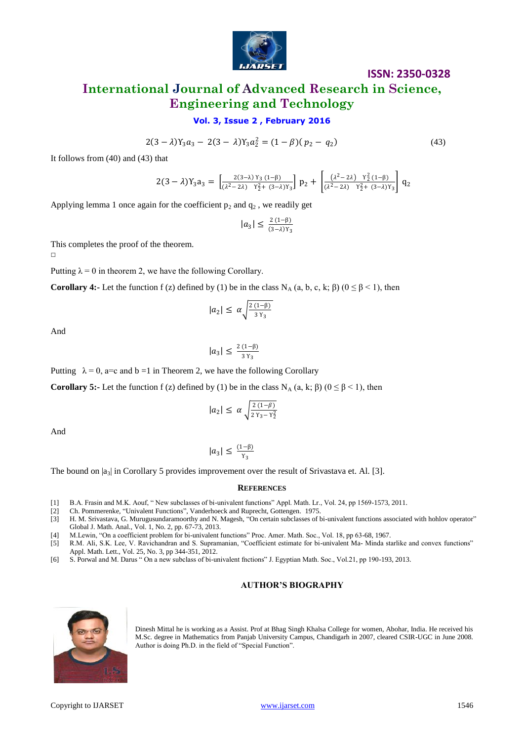$$2(3-\lambda)\Upsilon_3 a_3 - 2(3-\lambda)\Upsilon_3 a_2^2 = (1-\beta)(p_2 - q_2) \tag{43}$$

It follows from (40) and (43) that

$$2(3-\lambda)\Upsilon_3 a_3 = \left[\frac{2(3-\lambda)\Upsilon_3(1-\beta)}{(\lambda^2-2\lambda)\ \ \Upsilon_2^2 + (3-\lambda)\Upsilon_3}\right] p_2 + \left[\frac{(\lambda^2-2\lambda)\ \ \Upsilon_2^2(1-\beta)}{(\lambda^2-2\lambda)\ \ \Upsilon_2^2 + (3-\lambda)\Upsilon_3}\right] q_2$$

Applying lemma 1 once again for the coefficient $p_2$ and $q_2$ , we readily get

$$|a_3| \leq \frac{2(1-\beta)}{(3-\lambda)\Upsilon_3}$$

This completes the proof of the theorem.

□

Putting $\lambda = 0$ in theorem 2, we have the following Corollary.

**Corollary 4:-** Let the function f (z) defined by (1) be in the class $N_A$ (a, b, c, k; β) ($0 \leq \beta < 1$), then

$$|a_2| \leq \alpha\sqrt{\frac{2(1-\beta)}{3\Upsilon_3}}$$

And

$$|a_3| \leq \frac{2(1-\beta)}{3\Upsilon_3}$$

Putting $\lambda = 0$, a=c and b =1 in Theorem 2, we have the following Corollary

**Corollary 5:-** Let the function f (z) defined by (1) be in the class $N_A$ (a, k; β) ($0 \leq \beta < 1$), then

$$|a_2| \leq \alpha\sqrt{\frac{2(1-\beta)}{2\Upsilon_3 - \Upsilon_2^2}}$$

And

$$|a_3| \leq \frac{(1-\beta)}{\Upsilon_3}$$

The bound on $|a_3|$ in Corollary 5 provides improvement over the result of Srivastava et. Al. [3].

## REFERENCES

[1] B.A. Frasin and M.K. Aouf, " New subclasses of bi-univalent functions" Appl. Math. Lr., Vol. 24, pp 1569-1573, 2011.

[2] Ch. Pommerenke, "Univalent Functions", Vanderhoeck and Ruprecht, Gottengen. 1975.

[3] H. M. Srivastava, G. Murugusundaramoorthy and N. Magesh, "On certain subclasses of bi-univalent functions associated with hohlov operator" Global J. Math. Anal., Vol. 1, No. 2, pp. 67-73, 2013.

[4] M.Lewin, "On a coefficient problem for bi-univalent functions" Proc. Amer. Math. Soc., Vol. 18, pp 63-68, 1967.

[5] R.M. Ali, S.K. Lee, V. Ravichandran and S. Supramanian, "Coefficient estimate for bi-univalent Ma- Minda starlike and convex functions" Appl. Math. Lett., Vol. 25, No. 3, pp 344-351, 2012.

[6] S. Porwal and M. Darus " On a new subclass of bi-univalent fnctions" J. Egyptian Math. Soc., Vol.21, pp 190-193, 2013.

## AUTHOR'S BIOGRAPHY

Dinesh Mittal he is working as a Assist. Prof at Bhag Singh Khalsa College for women, Abohar, India. He received his M.Sc. degree in Mathematics from Panjab University Campus, Chandigarh in 2007, cleared CSIR-UGC in June 2008. Author is doing Ph.D. in the field of "Special Function".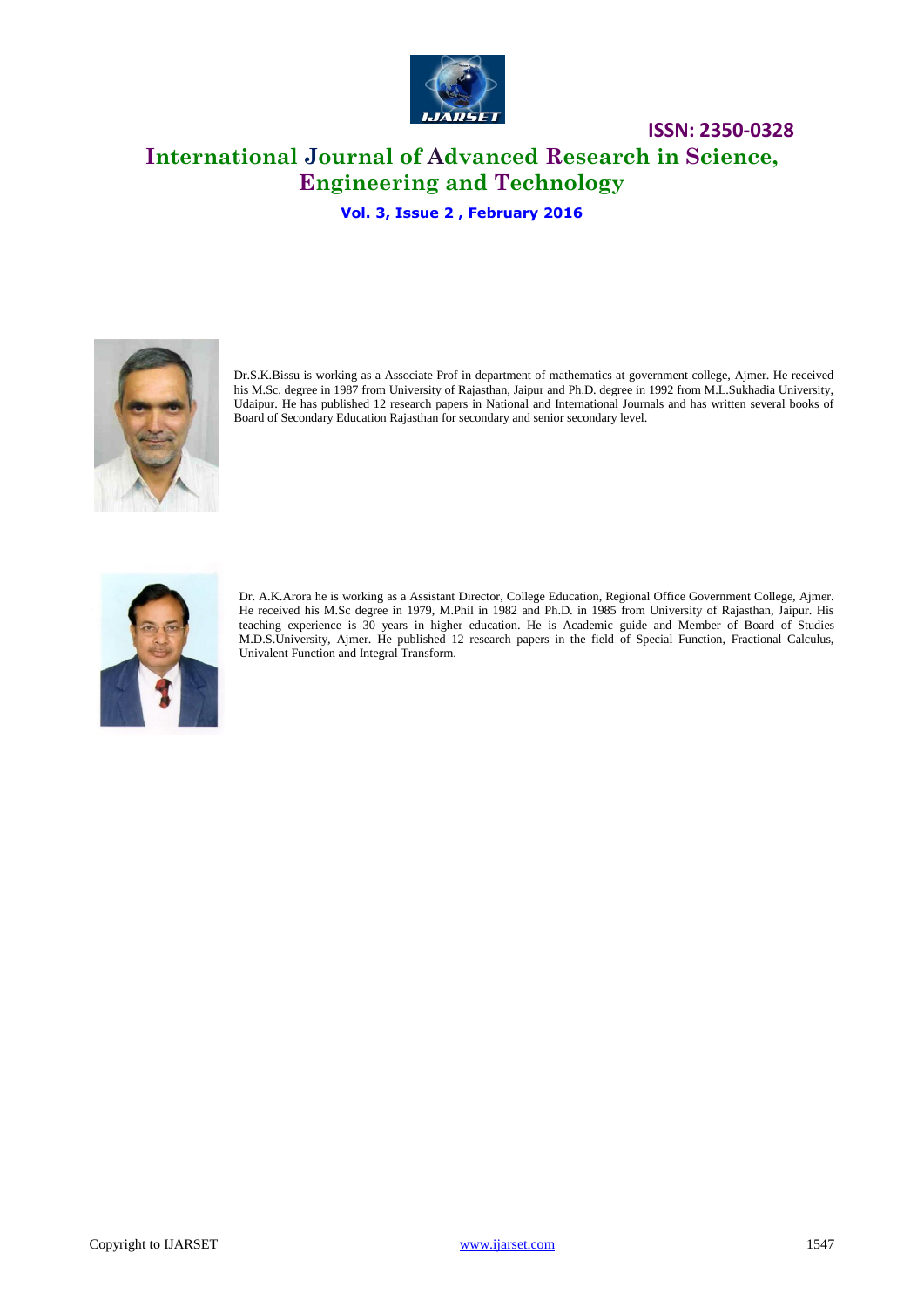Dr.S.K.Bissu is working as a Associate Prof in department of mathematics at government college, Ajmer. He received his M.Sc. degree in 1987 from University of Rajasthan, Jaipur and Ph.D. degree in 1992 from M.L.Sukhadia University, Udaipur. He has published 12 research papers in National and International Journals and has written several books of Board of Secondary Education Rajasthan for secondary and senior secondary level.

Dr. A.K.Arora he is working as a Assistant Director, College Education, Regional Office Government College, Ajmer. He received his M.Sc degree in 1979, M.Phil in 1982 and Ph.D. in 1985 from University of Rajasthan, Jaipur. His teaching experience is 30 years in higher education. He is Academic guide and Member of Board of Studies M.D.S.University, Ajmer. He published 12 research papers in the field of Special Function, Fractional Calculus, Univalent Function and Integral Transform.